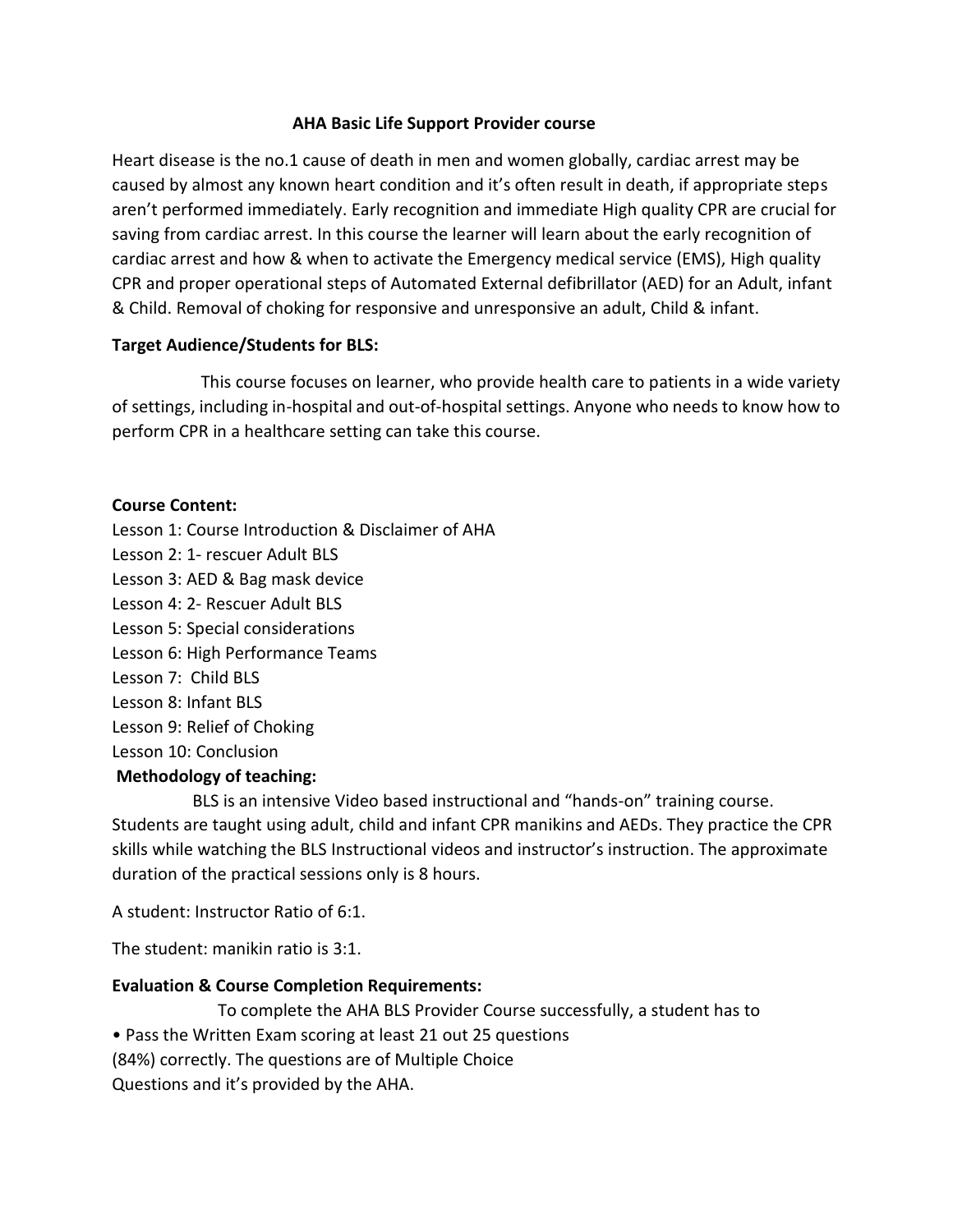# AHA Basic Life Support Provider course

Heart disease is the no.1 cause of death in men and women globally, cardiac arrest may be caused by almost any known heart condition and it's often result in death, if appropriate steps aren't performed immediately. Early recognition and immediate High quality CPR are crucial for saving from cardiac arrest. In this course the learner will learn about the early recognition of cardiac arrest and how & when to activate the Emergency medical service (EMS), High quality CPR and proper operational steps of Automated External defibrillator (AED) for an Adult, infant & Child. Removal of choking for responsive and unresponsive an adult, Child & infant.

**Target Audience/Students for BLS:**

This course focuses on learner, who provide health care to patients in a wide variety of settings, including in-hospital and out-of-hospital settings. Anyone who needs to know how to perform CPR in a healthcare setting can take this course.

**Course Content:**

Lesson 1: Course Introduction & Disclaimer of AHA
Lesson 2: 1- rescuer Adult BLS
Lesson 3: AED & Bag mask device
Lesson 4: 2- Rescuer Adult BLS
Lesson 5: Special considerations
Lesson 6: High Performance Teams
Lesson 7: Child BLS
Lesson 8: Infant BLS
Lesson 9: Relief of Choking
Lesson 10: Conclusion

**Methodology of teaching:**

BLS is an intensive Video based instructional and "hands-on" training course. Students are taught using adult, child and infant CPR manikins and AEDs. They practice the CPR skills while watching the BLS Instructional videos and instructor's instruction. The approximate duration of the practical sessions only is 8 hours.

A student: Instructor Ratio of 6:1.

The student: manikin ratio is 3:1.

**Evaluation & Course Completion Requirements:**

To complete the AHA BLS Provider Course successfully, a student has to

- Pass the Written Exam scoring at least 21 out 25 questions (84%) correctly. The questions are of Multiple Choice Questions and it's provided by the AHA.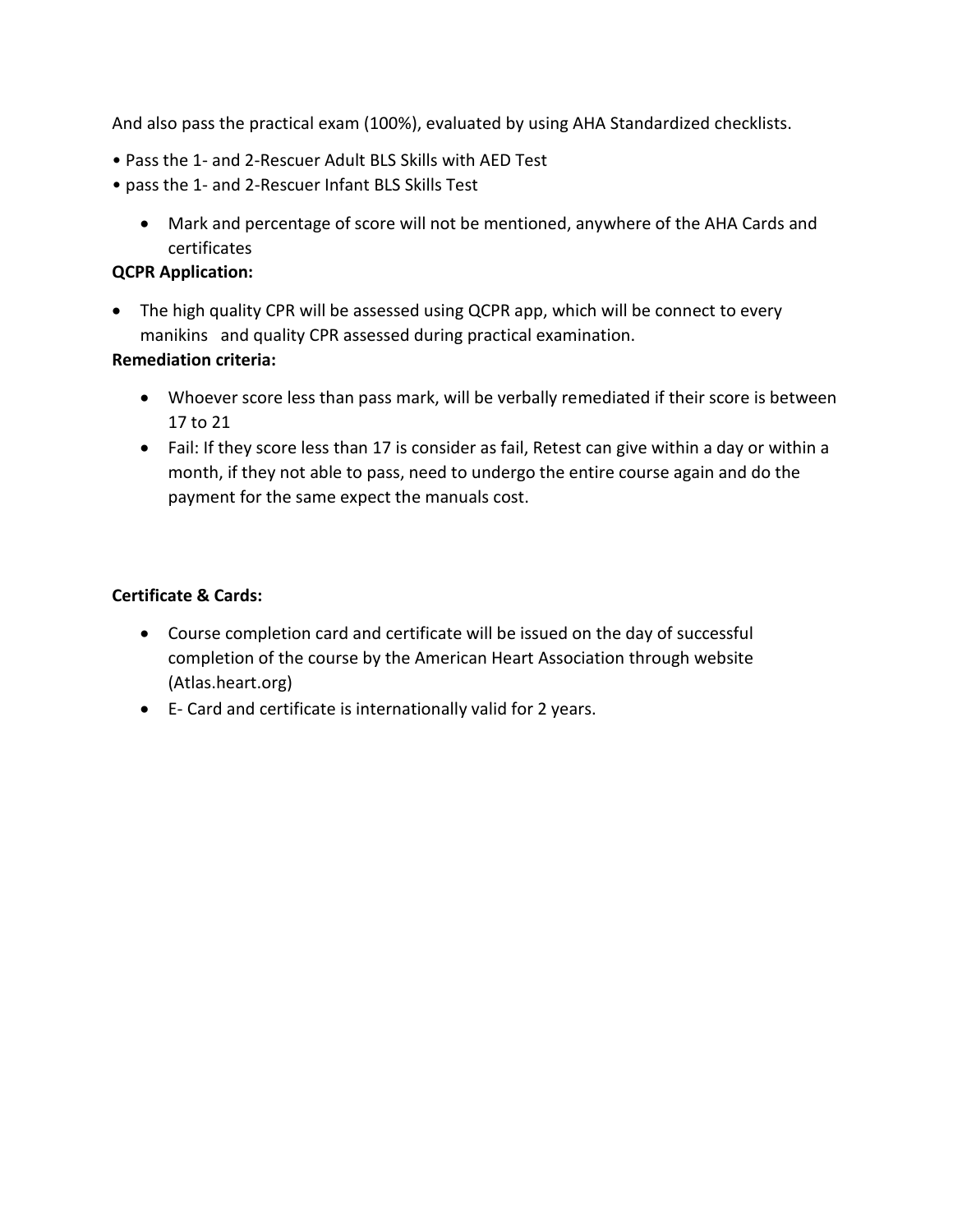And also pass the practical exam (100%), evaluated by using AHA Standardized checklists.

- Pass the 1- and 2-Rescuer Adult BLS Skills with AED Test
- pass the 1- and 2-Rescuer Infant BLS Skills Test

  - Mark and percentage of score will not be mentioned, anywhere of the AHA Cards and certificates

**QCPR Application:**

- The high quality CPR will be assessed using QCPR app, which will be connect to every manikins and quality CPR assessed during practical examination.

**Remediation criteria:**

- Whoever score less than pass mark, will be verbally remediated if their score is between 17 to 21
- Fail: If they score less than 17 is consider as fail, Retest can give within a day or within a month, if they not able to pass, need to undergo the entire course again and do the payment for the same expect the manuals cost.

**Certificate & Cards:**

- Course completion card and certificate will be issued on the day of successful completion of the course by the American Heart Association through website (Atlas.heart.org)
- E- Card and certificate is internationally valid for 2 years.